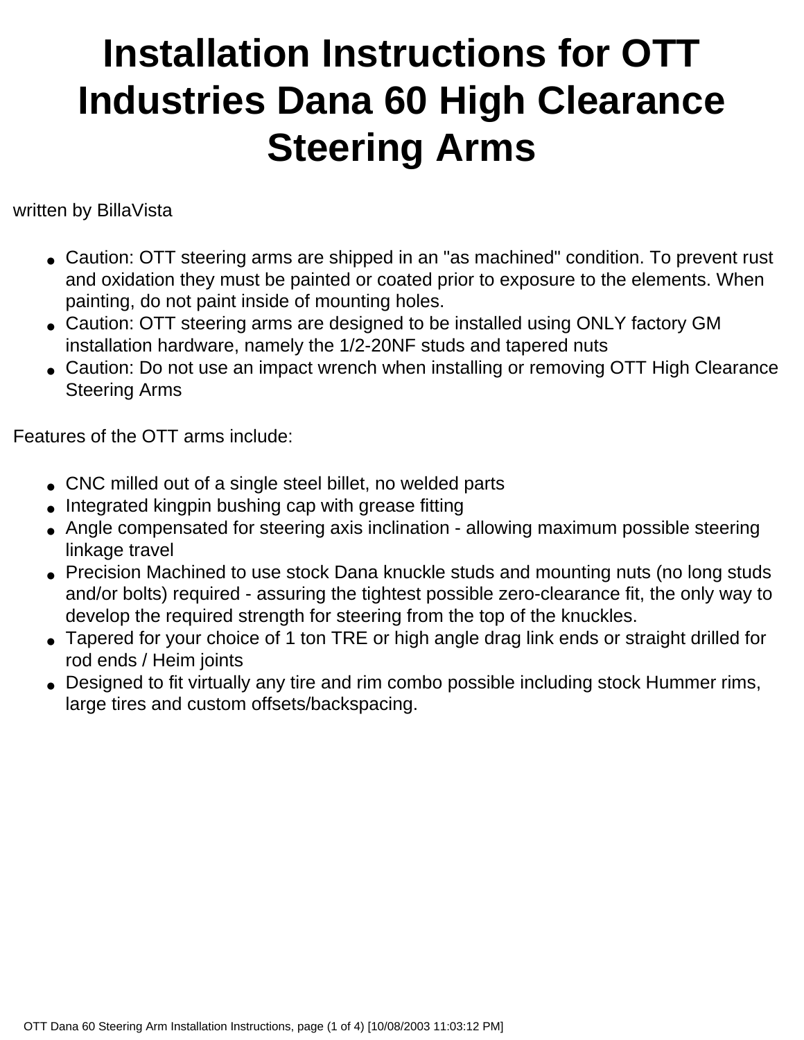# Installation Instructions for OTT Industries Dana 60 High Clearance Steering Arms

written by BillaVista

- Caution: OTT steering arms are shipped in an "as machined" condition. To prevent rust and oxidation they must be painted or coated prior to exposure to the elements. When painting, do not paint inside of mounting holes.
- Caution: OTT steering arms are designed to be installed using ONLY factory GM installation hardware, namely the 1/2-20NF studs and tapered nuts
- Caution: Do not use an impact wrench when installing or removing OTT High Clearance Steering Arms

Features of the OTT arms include:

- CNC milled out of a single steel billet, no welded parts
- Integrated kingpin bushing cap with grease fitting
- Angle compensated for steering axis inclination - allowing maximum possible steering linkage travel
- Precision Machined to use stock Dana knuckle studs and mounting nuts (no long studs and/or bolts) required - assuring the tightest possible zero-clearance fit, the only way to develop the required strength for steering from the top of the knuckles.
- Tapered for your choice of 1 ton TRE or high angle drag link ends or straight drilled for rod ends / Heim joints
- Designed to fit virtually any tire and rim combo possible including stock Hummer rims, large tires and custom offsets/backspacing.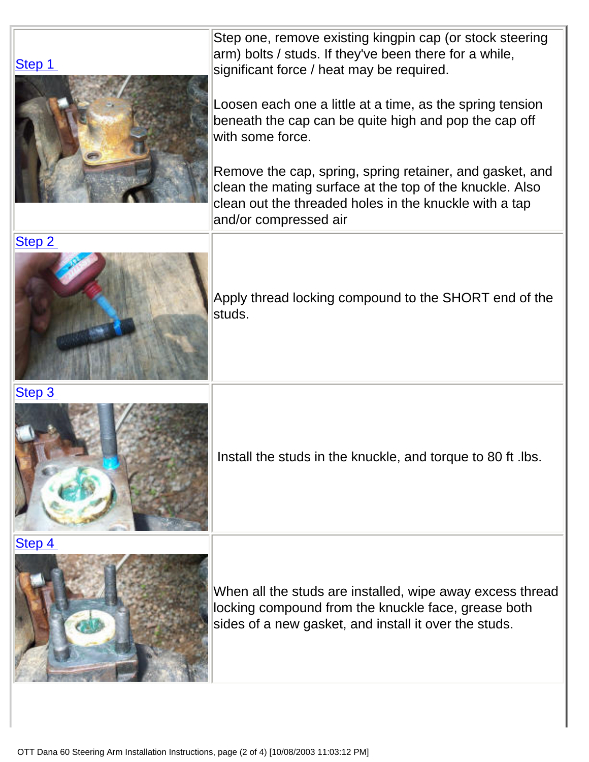| | |
|---|---|
| Step 1 | Step one, remove existing kingpin cap (or stock steering arm) bolts / studs. If they've been there for a while, significant force / heat may be required.<br><br>Loosen each one a little at a time, as the spring tension beneath the cap can be quite high and pop the cap off with some force.<br><br>Remove the cap, spring, spring retainer, and gasket, and clean the mating surface at the top of the knuckle. Also clean out the threaded holes in the knuckle with a tap and/or compressed air |
| Step 2 | Apply thread locking compound to the SHORT end of the studs. |
| Step 3 | Install the studs in the knuckle, and torque to 80 ft .lbs. |
| Step 4 | When all the studs are installed, wipe away excess thread locking compound from the knuckle face, grease both sides of a new gasket, and install it over the studs. |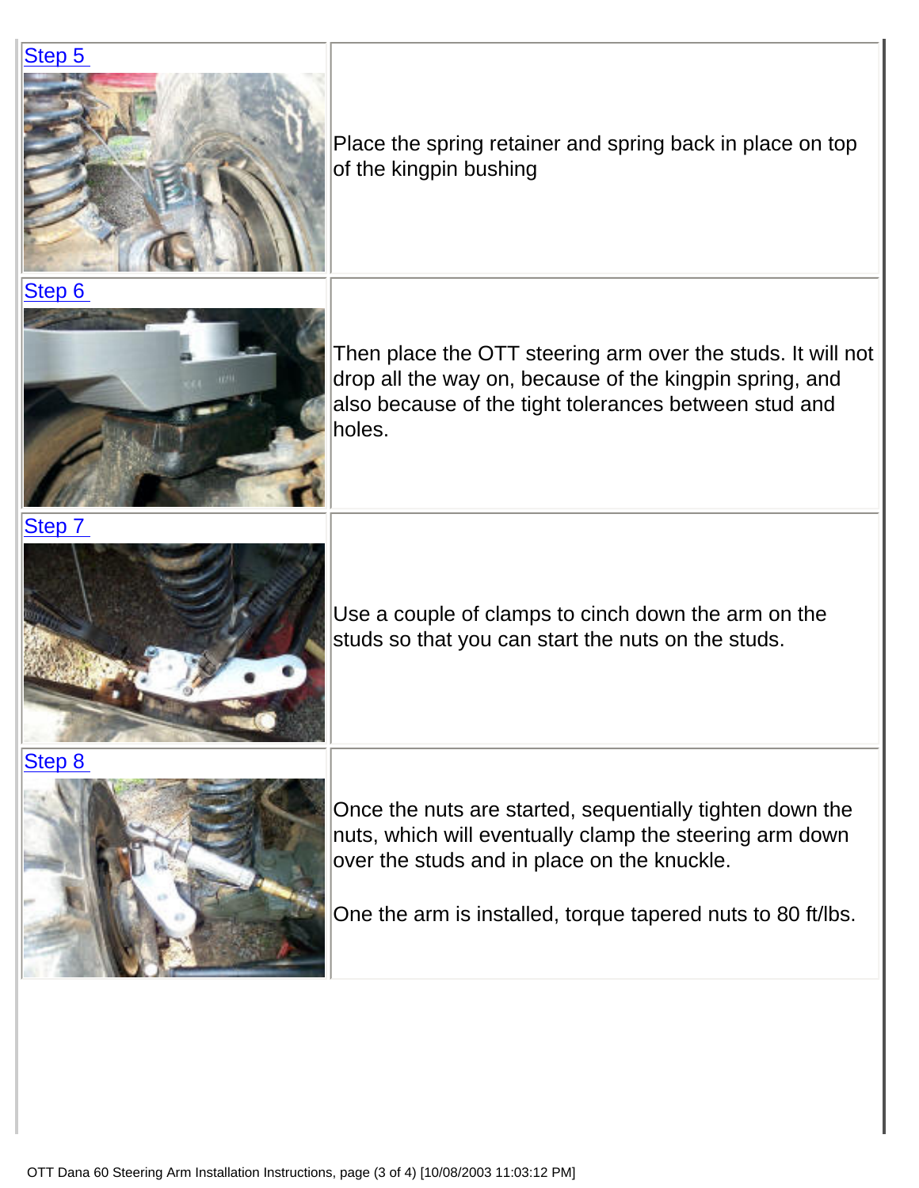| | |
|---|---|
| Step 5 | Place the spring retainer and spring back in place on top of the kingpin bushing |
| Step 6 | Then place the OTT steering arm over the studs. It will not drop all the way on, because of the kingpin spring, and also because of the tight tolerances between stud and holes. |
| Step 7 | Use a couple of clamps to cinch down the arm on the studs so that you can start the nuts on the studs. |
| Step 8 | Once the nuts are started, sequentially tighten down the nuts, which will eventually clamp the steering arm down over the studs and in place on the knuckle.<br><br>One the arm is installed, torque tapered nuts to 80 ft/lbs. |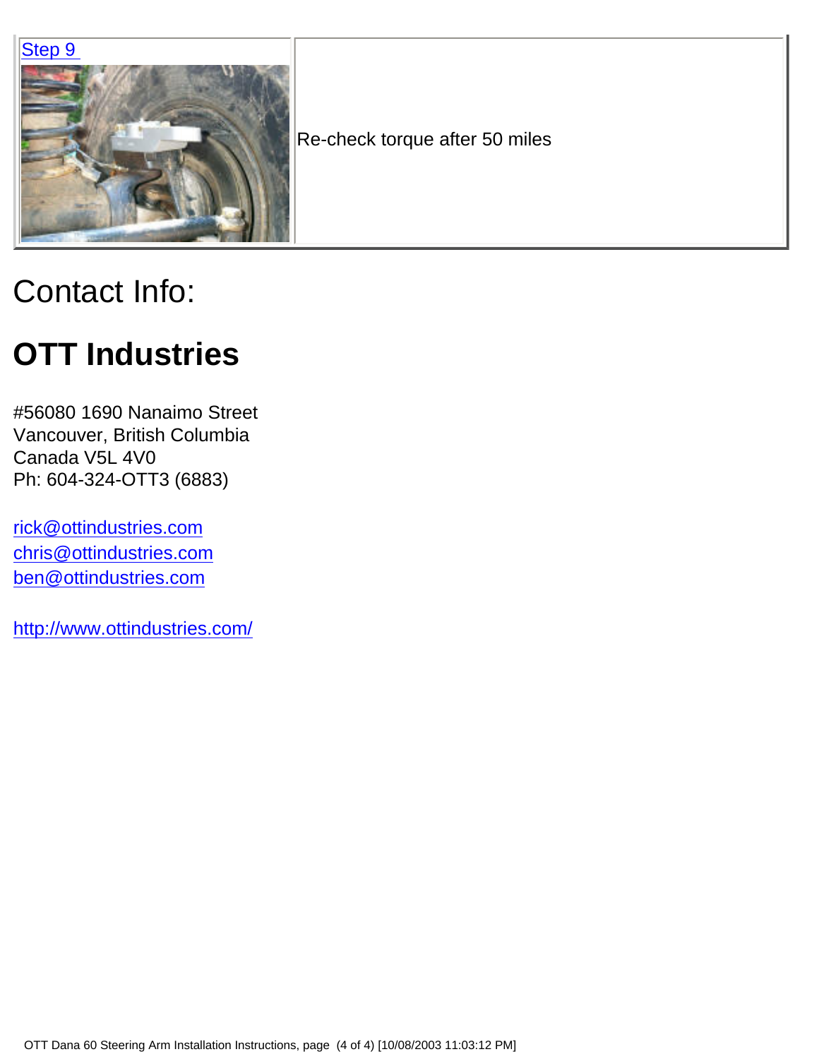| | |
| --- | --- |
| Step 9 | Re-check torque after 50 miles |

# Contact Info:

# OTT Industries

#56080 1690 Nanaimo Street
Vancouver, British Columbia
Canada V5L 4V0
Ph: 604-324-OTT3 (6883)

rick@ottindustries.com
chris@ottindustries.com
ben@ottindustries.com

http://www.ottindustries.com/